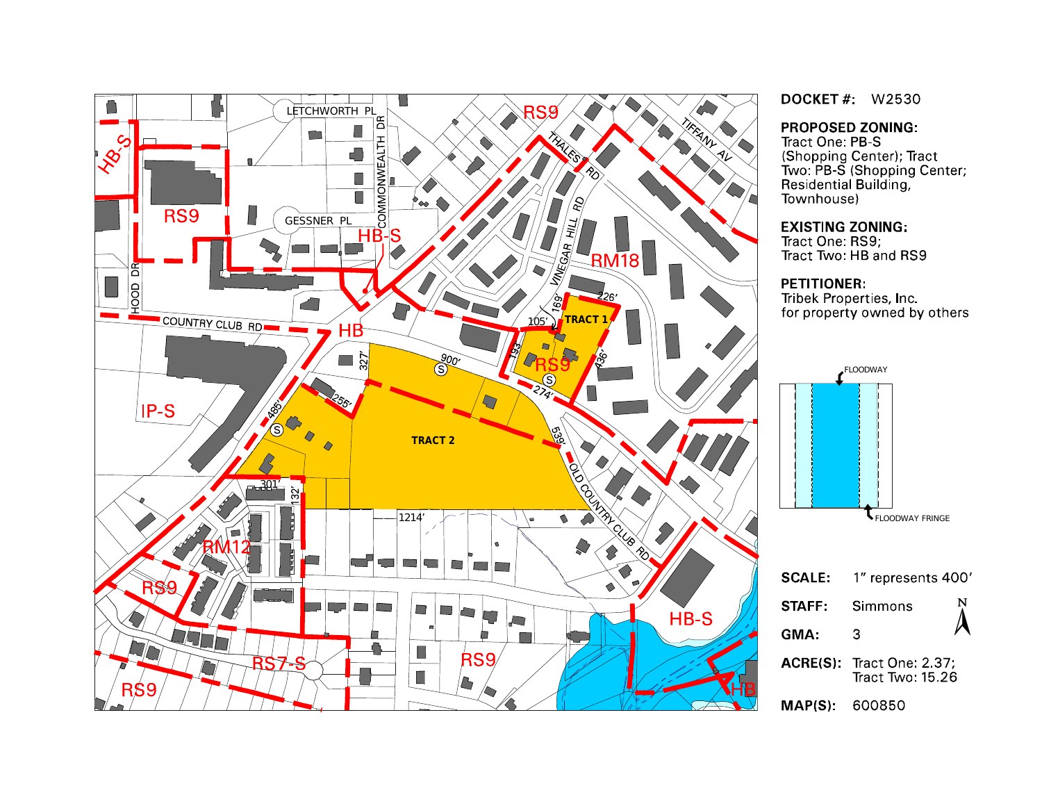**DOCKET #:** W2530

**PROPOSED ZONING:**
Tract One: PB-S (Shopping Center); Tract Two: PB-S (Shopping Center; Residential Building, Townhouse)

**EXISTING ZONING:**
Tract One: RS9;
Tract Two: HB and RS9

**PETITIONER:**
Tribek Properties, Inc.
for property owned by others

FLOODWAY

FLOODWAY FRINGE

**SCALE:** 1" represents 400'

**STAFF:** Simmons

**GMA:** 3

**ACRE(S):** Tract One: 2.37; Tract Two: 15.26

**MAP(S):** 600850

LETCHWORTH PL

COMMONWEALTH DR

GESSNER PL

HOOD DR

COUNTRY CLUB RD

THALES RD

VINEGAR HILL RD

TIFFANY AV

OLD COUNTRY CLUB RD

TRACT 1

TRACT 2

HB-S

RS9

HB

IP-S

RM18

RM12

RS7-S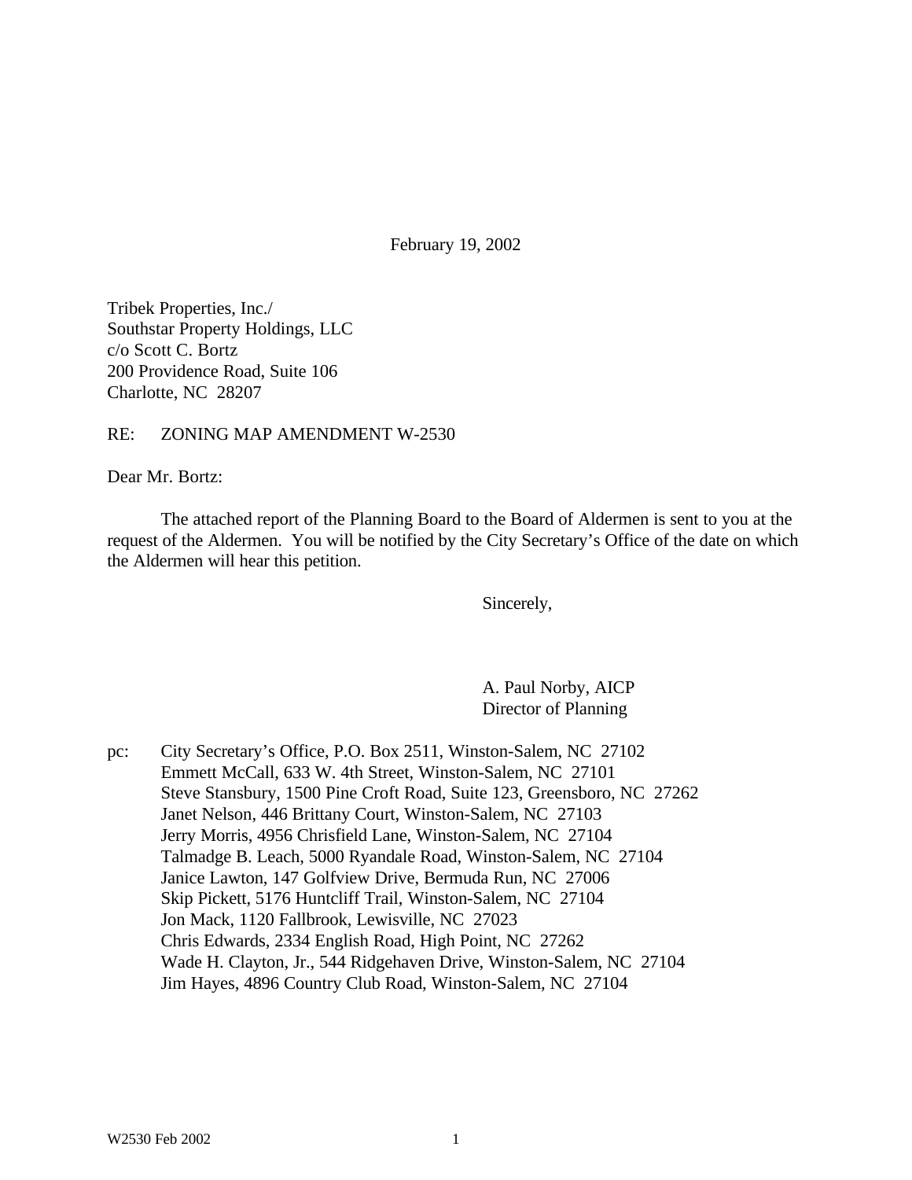February 19, 2002

Tribek Properties, Inc./
Southstar Property Holdings, LLC
c/o Scott C. Bortz
200 Providence Road, Suite 106
Charlotte, NC 28207

RE: ZONING MAP AMENDMENT W-2530

Dear Mr. Bortz:

The attached report of the Planning Board to the Board of Aldermen is sent to you at the request of the Aldermen. You will be notified by the City Secretary's Office of the date on which the Aldermen will hear this petition.

Sincerely,

A. Paul Norby, AICP
Director of Planning

pc: City Secretary's Office, P.O. Box 2511, Winston-Salem, NC 27102
Emmett McCall, 633 W. 4th Street, Winston-Salem, NC 27101
Steve Stansbury, 1500 Pine Croft Road, Suite 123, Greensboro, NC 27262
Janet Nelson, 446 Brittany Court, Winston-Salem, NC 27103
Jerry Morris, 4956 Chrisfield Lane, Winston-Salem, NC 27104
Talmadge B. Leach, 5000 Ryandale Road, Winston-Salem, NC 27104
Janice Lawton, 147 Golfview Drive, Bermuda Run, NC 27006
Skip Pickett, 5176 Huntcliff Trail, Winston-Salem, NC 27104
Jon Mack, 1120 Fallbrook, Lewisville, NC 27023
Chris Edwards, 2334 English Road, High Point, NC 27262
Wade H. Clayton, Jr., 544 Ridgehaven Drive, Winston-Salem, NC 27104
Jim Hayes, 4896 Country Club Road, Winston-Salem, NC 27104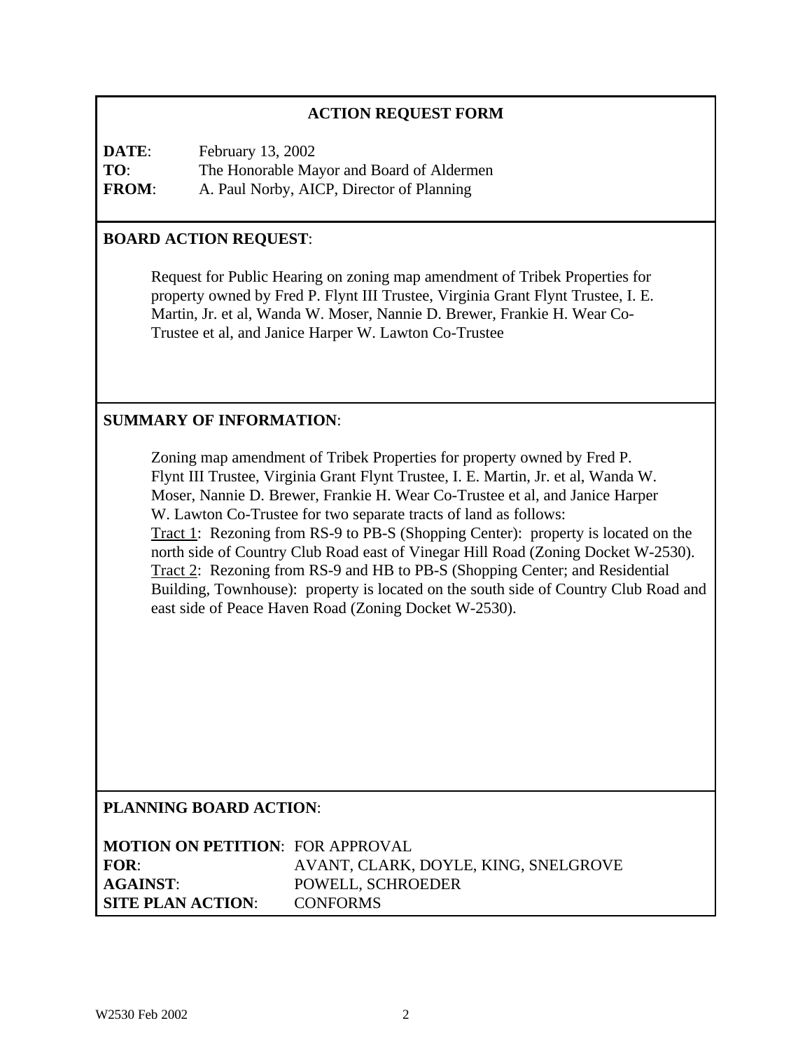## ACTION REQUEST FORM

**DATE**: February 13, 2002
**TO**: The Honorable Mayor and Board of Aldermen
**FROM**: A. Paul Norby, AICP, Director of Planning

### BOARD ACTION REQUEST:

Request for Public Hearing on zoning map amendment of Tribek Properties for property owned by Fred P. Flynt III Trustee, Virginia Grant Flynt Trustee, I. E. Martin, Jr. et al, Wanda W. Moser, Nannie D. Brewer, Frankie H. Wear Co-Trustee et al, and Janice Harper W. Lawton Co-Trustee

### SUMMARY OF INFORMATION:

Zoning map amendment of Tribek Properties for property owned by Fred P. Flynt III Trustee, Virginia Grant Flynt Trustee, I. E. Martin, Jr. et al, Wanda W. Moser, Nannie D. Brewer, Frankie H. Wear Co-Trustee et al, and Janice Harper W. Lawton Co-Trustee for two separate tracts of land as follows:

Tract 1: Rezoning from RS-9 to PB-S (Shopping Center): property is located on the north side of Country Club Road east of Vinegar Hill Road (Zoning Docket W-2530).

Tract 2: Rezoning from RS-9 and HB to PB-S (Shopping Center; and Residential Building, Townhouse): property is located on the south side of Country Club Road and east side of Peace Haven Road (Zoning Docket W-2530).

### PLANNING BOARD ACTION:

**MOTION ON PETITION**: FOR APPROVAL
**FOR**: AVANT, CLARK, DOYLE, KING, SNELGROVE
**AGAINST**: POWELL, SCHROEDER
**SITE PLAN ACTION**: CONFORMS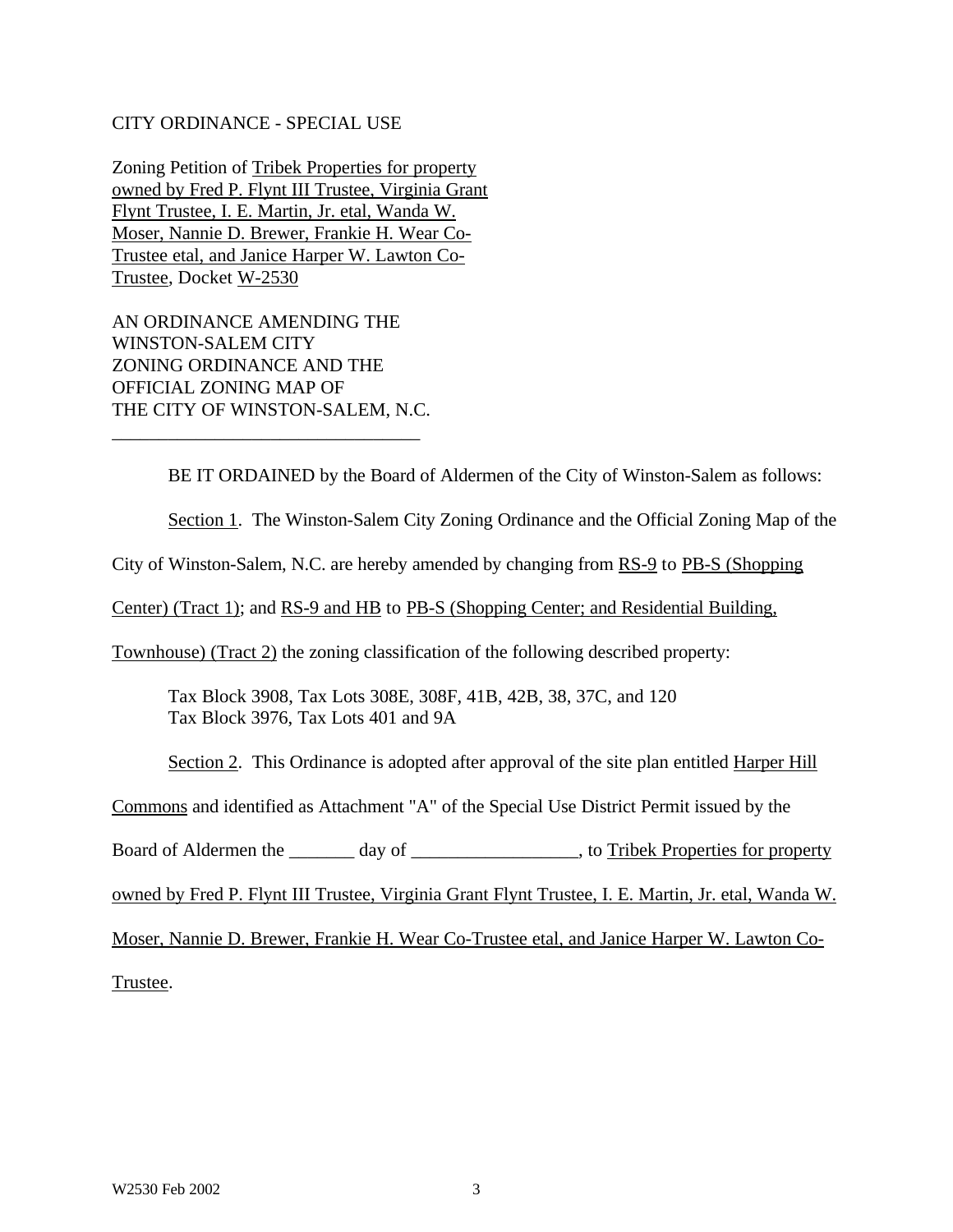CITY ORDINANCE - SPECIAL USE

Zoning Petition of Tribek Properties for property owned by Fred P. Flynt III Trustee, Virginia Grant Flynt Trustee, I. E. Martin, Jr. etal, Wanda W. Moser, Nannie D. Brewer, Frankie H. Wear Co-Trustee etal, and Janice Harper W. Lawton Co-Trustee, Docket W-2530

AN ORDINANCE AMENDING THE WINSTON-SALEM CITY ZONING ORDINANCE AND THE OFFICIAL ZONING MAP OF THE CITY OF WINSTON-SALEM, N.C.

---

BE IT ORDAINED by the Board of Aldermen of the City of Winston-Salem as follows:

Section 1. The Winston-Salem City Zoning Ordinance and the Official Zoning Map of the City of Winston-Salem, N.C. are hereby amended by changing from RS-9 to PB-S (Shopping Center) (Tract 1); and RS-9 and HB to PB-S (Shopping Center; and Residential Building, Townhouse) (Tract 2) the zoning classification of the following described property:

Tax Block 3908, Tax Lots 308E, 308F, 41B, 42B, 38, 37C, and 120
Tax Block 3976, Tax Lots 401 and 9A

Section 2. This Ordinance is adopted after approval of the site plan entitled Harper Hill Commons and identified as Attachment "A" of the Special Use District Permit issued by the Board of Aldermen the _______ day of __________________, to Tribek Properties for property owned by Fred P. Flynt III Trustee, Virginia Grant Flynt Trustee, I. E. Martin, Jr. etal, Wanda W. Moser, Nannie D. Brewer, Frankie H. Wear Co-Trustee etal, and Janice Harper W. Lawton Co-Trustee.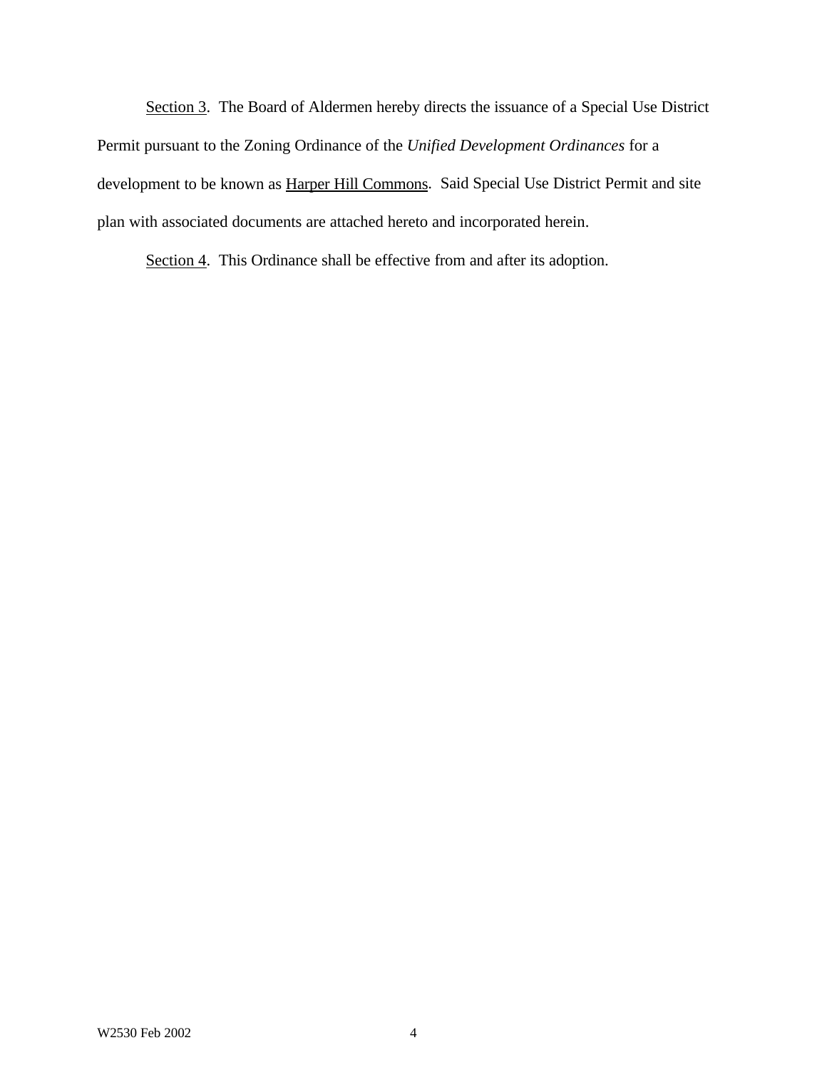Section 3. The Board of Aldermen hereby directs the issuance of a Special Use District Permit pursuant to the Zoning Ordinance of the *Unified Development Ordinances* for a development to be known as Harper Hill Commons. Said Special Use District Permit and site plan with associated documents are attached hereto and incorporated herein.

Section 4. This Ordinance shall be effective from and after its adoption.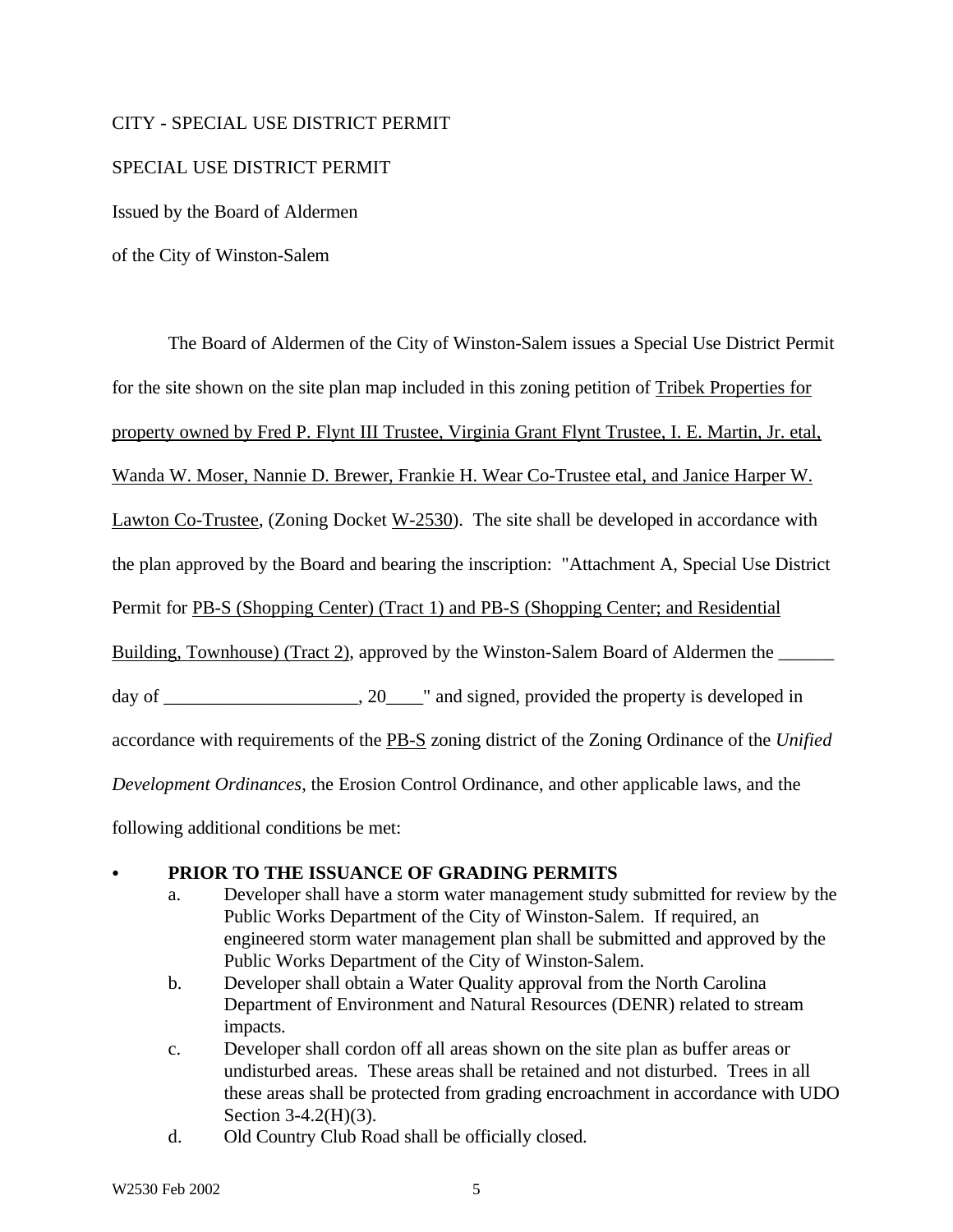CITY - SPECIAL USE DISTRICT PERMIT

SPECIAL USE DISTRICT PERMIT

Issued by the Board of Aldermen

of the City of Winston-Salem

The Board of Aldermen of the City of Winston-Salem issues a Special Use District Permit for the site shown on the site plan map included in this zoning petition of <u>Tribek Properties for property owned by Fred P. Flynt III Trustee, Virginia Grant Flynt Trustee, I. E. Martin, Jr. etal, Wanda W. Moser, Nannie D. Brewer, Frankie H. Wear Co-Trustee etal, and Janice Harper W. Lawton Co-Trustee</u>, (Zoning Docket <u>W-2530</u>). The site shall be developed in accordance with the plan approved by the Board and bearing the inscription: "Attachment A, Special Use District Permit for <u>PB-S (Shopping Center) (Tract 1) and PB-S (Shopping Center; and Residential Building, Townhouse) (Tract 2)</u>, approved by the Winston-Salem Board of Aldermen the ______ day of _____________________, 20____" and signed, provided the property is developed in accordance with requirements of the <u>PB-S</u> zoning district of the Zoning Ordinance of the *Unified Development Ordinances*, the Erosion Control Ordinance, and other applicable laws, and the following additional conditions be met:

- **PRIOR TO THE ISSUANCE OF GRADING PERMITS**
  - a. Developer shall have a storm water management study submitted for review by the Public Works Department of the City of Winston-Salem. If required, an engineered storm water management plan shall be submitted and approved by the Public Works Department of the City of Winston-Salem.
  - b. Developer shall obtain a Water Quality approval from the North Carolina Department of Environment and Natural Resources (DENR) related to stream impacts.
  - c. Developer shall cordon off all areas shown on the site plan as buffer areas or undisturbed areas. These areas shall be retained and not disturbed. Trees in all these areas shall be protected from grading encroachment in accordance with UDO Section 3-4.2(H)(3).
  - d. Old Country Club Road shall be officially closed.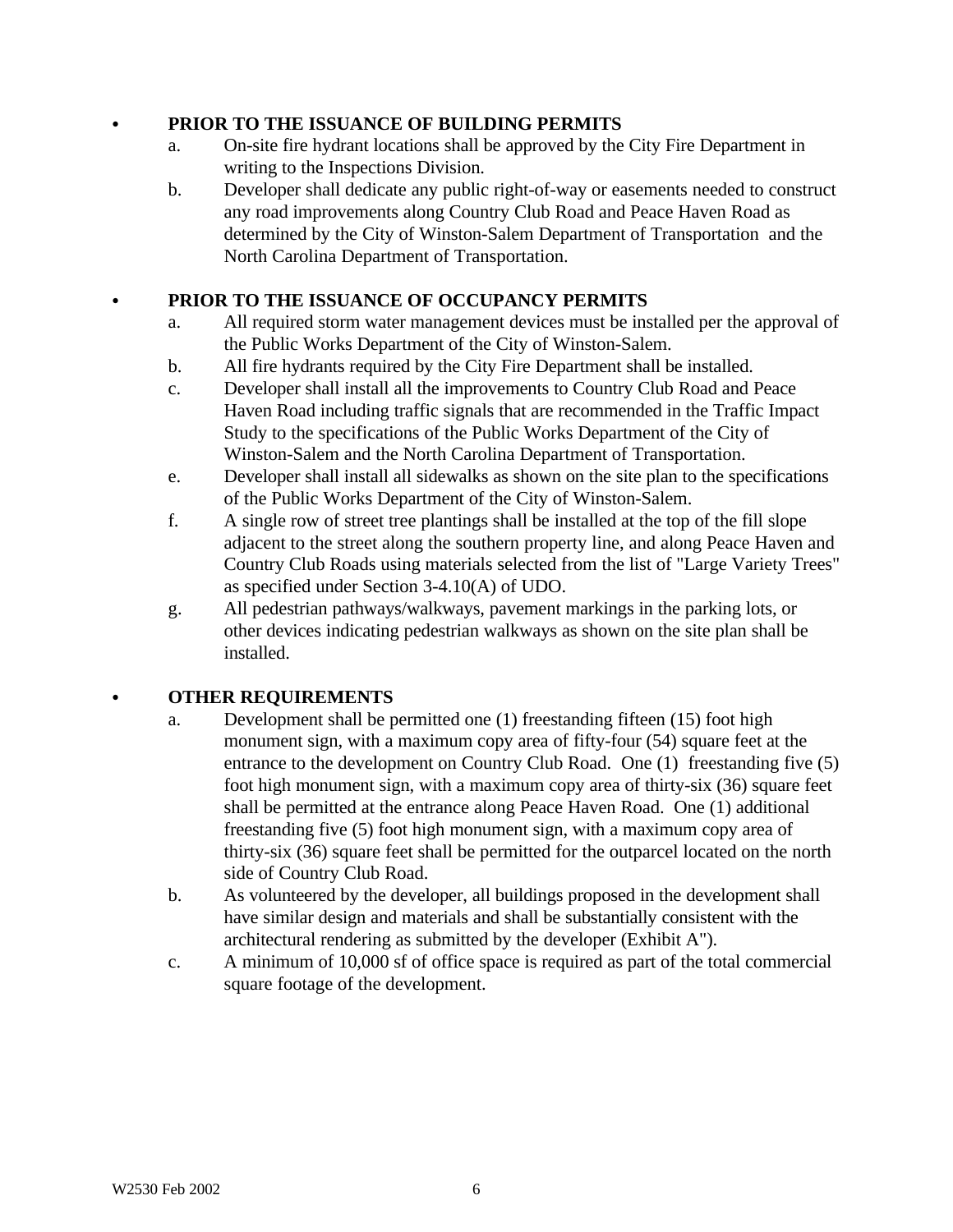- **PRIOR TO THE ISSUANCE OF BUILDING PERMITS**
  a. On-site fire hydrant locations shall be approved by the City Fire Department in writing to the Inspections Division.
  b. Developer shall dedicate any public right-of-way or easements needed to construct any road improvements along Country Club Road and Peace Haven Road as determined by the City of Winston-Salem Department of Transportation and the North Carolina Department of Transportation.

- **PRIOR TO THE ISSUANCE OF OCCUPANCY PERMITS**
  a. All required storm water management devices must be installed per the approval of the Public Works Department of the City of Winston-Salem.
  b. All fire hydrants required by the City Fire Department shall be installed.
  c. Developer shall install all the improvements to Country Club Road and Peace Haven Road including traffic signals that are recommended in the Traffic Impact Study to the specifications of the Public Works Department of the City of Winston-Salem and the North Carolina Department of Transportation.
  e. Developer shall install all sidewalks as shown on the site plan to the specifications of the Public Works Department of the City of Winston-Salem.
  f. A single row of street tree plantings shall be installed at the top of the fill slope adjacent to the street along the southern property line, and along Peace Haven and Country Club Roads using materials selected from the list of "Large Variety Trees" as specified under Section 3-4.10(A) of UDO.
  g. All pedestrian pathways/walkways, pavement markings in the parking lots, or other devices indicating pedestrian walkways as shown on the site plan shall be installed.

- **OTHER REQUIREMENTS**
  a. Development shall be permitted one (1) freestanding fifteen (15) foot high monument sign, with a maximum copy area of fifty-four (54) square feet at the entrance to the development on Country Club Road. One (1) freestanding five (5) foot high monument sign, with a maximum copy area of thirty-six (36) square feet shall be permitted at the entrance along Peace Haven Road. One (1) additional freestanding five (5) foot high monument sign, with a maximum copy area of thirty-six (36) square feet shall be permitted for the outparcel located on the north side of Country Club Road.
  b. As volunteered by the developer, all buildings proposed in the development shall have similar design and materials and shall be substantially consistent with the architectural rendering as submitted by the developer (Exhibit A").
  c. A minimum of 10,000 sf of office space is required as part of the total commercial square footage of the development.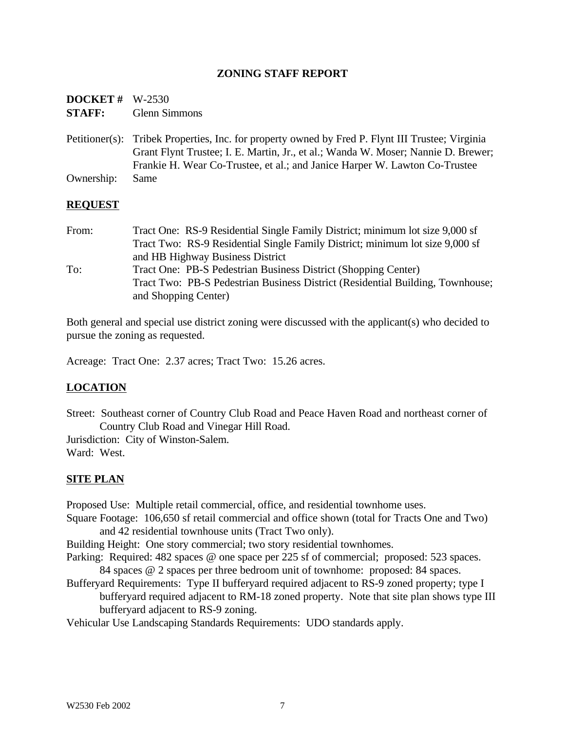# ZONING STAFF REPORT

**DOCKET #** W-2530
**STAFF:** Glenn Simmons

Petitioner(s): Tribek Properties, Inc. for property owned by Fred P. Flynt III Trustee; Virginia Grant Flynt Trustee; I. E. Martin, Jr., et al.; Wanda W. Moser; Nannie D. Brewer; Frankie H. Wear Co-Trustee, et al.; and Janice Harper W. Lawton Co-Trustee
Ownership: Same

## REQUEST

From: Tract One: RS-9 Residential Single Family District; minimum lot size 9,000 sf
Tract Two: RS-9 Residential Single Family District; minimum lot size 9,000 sf and HB Highway Business District

To: Tract One: PB-S Pedestrian Business District (Shopping Center)
Tract Two: PB-S Pedestrian Business District (Residential Building, Townhouse; and Shopping Center)

Both general and special use district zoning were discussed with the applicant(s) who decided to pursue the zoning as requested.

Acreage: Tract One: 2.37 acres; Tract Two: 15.26 acres.

## LOCATION

Street: Southeast corner of Country Club Road and Peace Haven Road and northeast corner of Country Club Road and Vinegar Hill Road.
Jurisdiction: City of Winston-Salem.
Ward: West.

## SITE PLAN

Proposed Use: Multiple retail commercial, office, and residential townhome uses.
Square Footage: 106,650 sf retail commercial and office shown (total for Tracts One and Two) and 42 residential townhouse units (Tract Two only).
Building Height: One story commercial; two story residential townhomes.
Parking: Required: 482 spaces @ one space per 225 sf of commercial; proposed: 523 spaces. 84 spaces @ 2 spaces per three bedroom unit of townhome: proposed: 84 spaces.
Bufferyard Requirements: Type II bufferyard required adjacent to RS-9 zoned property; type I bufferyard required adjacent to RM-18 zoned property. Note that site plan shows type III bufferyard adjacent to RS-9 zoning.
Vehicular Use Landscaping Standards Requirements: UDO standards apply.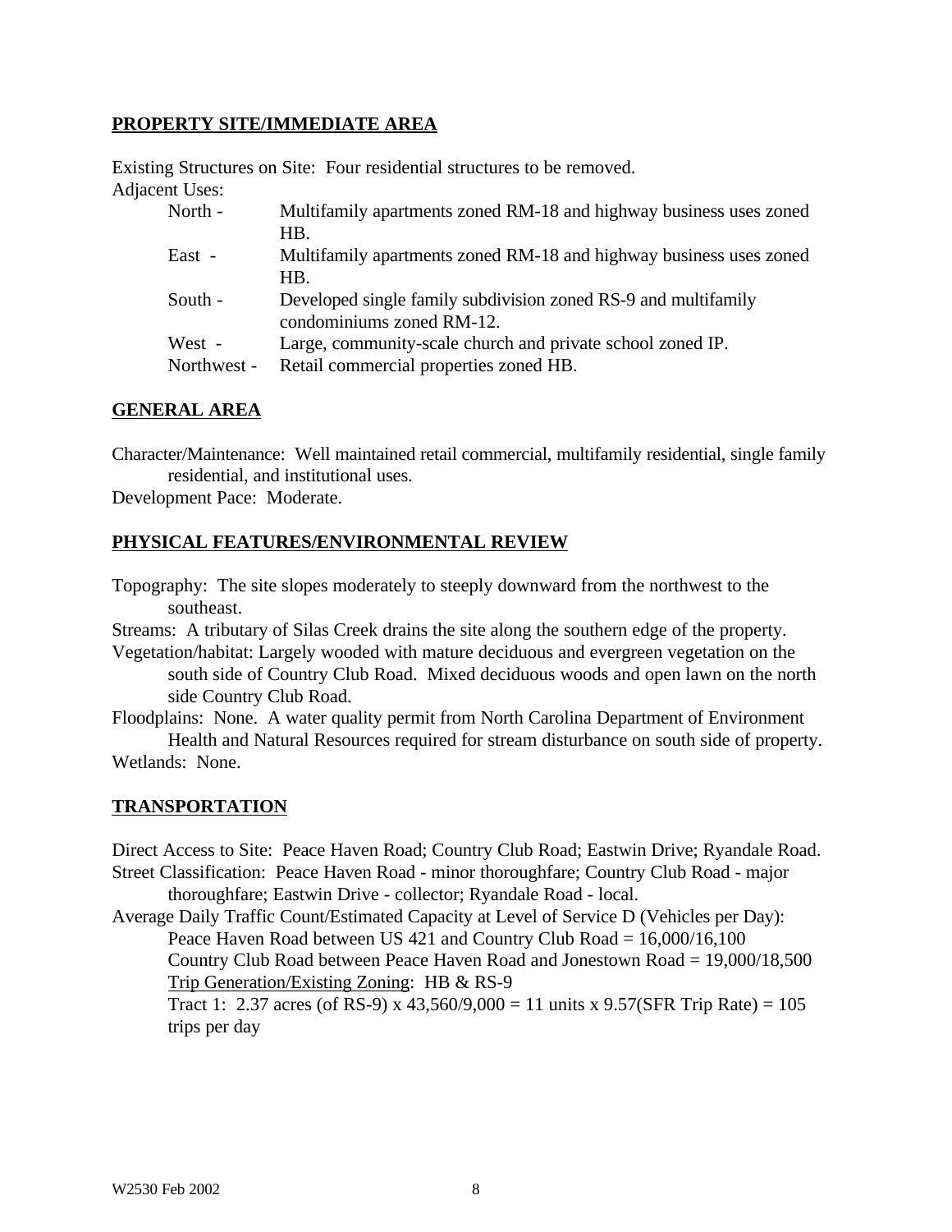## PROPERTY SITE/IMMEDIATE AREA

Existing Structures on Site: Four residential structures to be removed.

Adjacent Uses:

- North - Multifamily apartments zoned RM-18 and highway business uses zoned HB.
- East - Multifamily apartments zoned RM-18 and highway business uses zoned HB.
- South - Developed single family subdivision zoned RS-9 and multifamily condominiums zoned RM-12.
- West - Large, community-scale church and private school zoned IP.
- Northwest - Retail commercial properties zoned HB.

## GENERAL AREA

Character/Maintenance: Well maintained retail commercial, multifamily residential, single family residential, and institutional uses.

Development Pace: Moderate.

## PHYSICAL FEATURES/ENVIRONMENTAL REVIEW

Topography: The site slopes moderately to steeply downward from the northwest to the southeast.

Streams: A tributary of Silas Creek drains the site along the southern edge of the property.

Vegetation/habitat: Largely wooded with mature deciduous and evergreen vegetation on the south side of Country Club Road. Mixed deciduous woods and open lawn on the north side Country Club Road.

Floodplains: None. A water quality permit from North Carolina Department of Environment Health and Natural Resources required for stream disturbance on south side of property.

Wetlands: None.

## TRANSPORTATION

Direct Access to Site: Peace Haven Road; Country Club Road; Eastwin Drive; Ryandale Road.

Street Classification: Peace Haven Road - minor thoroughfare; Country Club Road - major thoroughfare; Eastwin Drive - collector; Ryandale Road - local.

Average Daily Traffic Count/Estimated Capacity at Level of Service D (Vehicles per Day):

Peace Haven Road between US 421 and Country Club Road = 16,000/16,100

Country Club Road between Peace Haven Road and Jonestown Road = 19,000/18,500

Trip Generation/Existing Zoning: HB & RS-9

Tract 1: 2.37 acres (of RS-9) x 43,560/9,000 = 11 units x 9.57(SFR Trip Rate) = 105 trips per day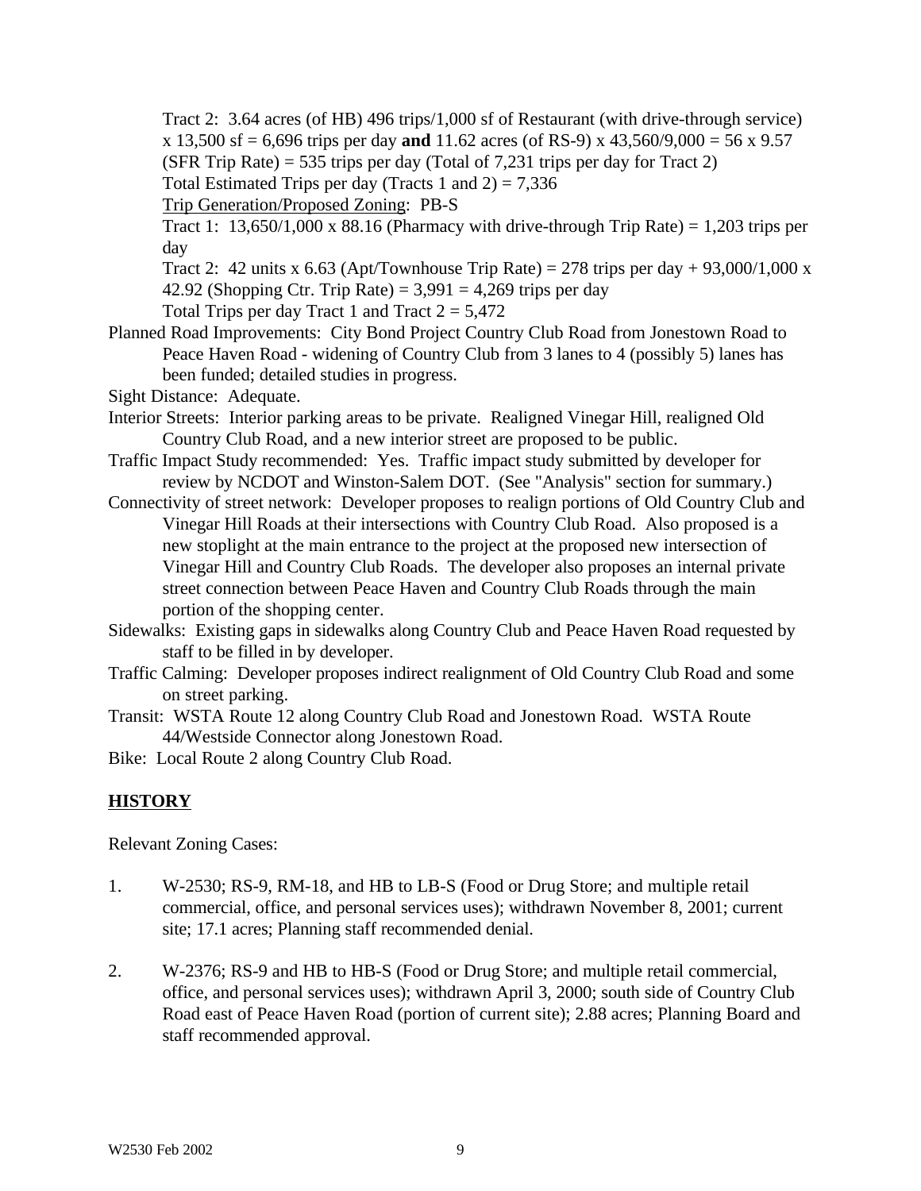Tract 2: 3.64 acres (of HB) 496 trips/1,000 sf of Restaurant (with drive-through service) x 13,500 sf = 6,696 trips per day **and** 11.62 acres (of RS-9) x 43,560/9,000 = 56 x 9.57 (SFR Trip Rate) = 535 trips per day (Total of 7,231 trips per day for Tract 2)

Total Estimated Trips per day (Tracts 1 and 2) = 7,336

<u>Trip Generation/Proposed Zoning</u>: PB-S

Tract 1: 13,650/1,000 x 88.16 (Pharmacy with drive-through Trip Rate) = 1,203 trips per day

Tract 2: 42 units x 6.63 (Apt/Townhouse Trip Rate) = 278 trips per day + 93,000/1,000 x 42.92 (Shopping Ctr. Trip Rate) = 3,991 = 4,269 trips per day

Total Trips per day Tract 1 and Tract 2 = 5,472

Planned Road Improvements: City Bond Project Country Club Road from Jonestown Road to Peace Haven Road - widening of Country Club from 3 lanes to 4 (possibly 5) lanes has been funded; detailed studies in progress.

Sight Distance: Adequate.

Interior Streets: Interior parking areas to be private. Realigned Vinegar Hill, realigned Old Country Club Road, and a new interior street are proposed to be public.

Traffic Impact Study recommended: Yes. Traffic impact study submitted by developer for review by NCDOT and Winston-Salem DOT. (See "Analysis" section for summary.)

Connectivity of street network: Developer proposes to realign portions of Old Country Club and Vinegar Hill Roads at their intersections with Country Club Road. Also proposed is a new stoplight at the main entrance to the project at the proposed new intersection of Vinegar Hill and Country Club Roads. The developer also proposes an internal private street connection between Peace Haven and Country Club Roads through the main portion of the shopping center.

Sidewalks: Existing gaps in sidewalks along Country Club and Peace Haven Road requested by staff to be filled in by developer.

Traffic Calming: Developer proposes indirect realignment of Old Country Club Road and some on street parking.

Transit: WSTA Route 12 along Country Club Road and Jonestown Road. WSTA Route 44/Westside Connector along Jonestown Road.

Bike: Local Route 2 along Country Club Road.

## HISTORY

Relevant Zoning Cases:

1. W-2530; RS-9, RM-18, and HB to LB-S (Food or Drug Store; and multiple retail commercial, office, and personal services uses); withdrawn November 8, 2001; current site; 17.1 acres; Planning staff recommended denial.

2. W-2376; RS-9 and HB to HB-S (Food or Drug Store; and multiple retail commercial, office, and personal services uses); withdrawn April 3, 2000; south side of Country Club Road east of Peace Haven Road (portion of current site); 2.88 acres; Planning Board and staff recommended approval.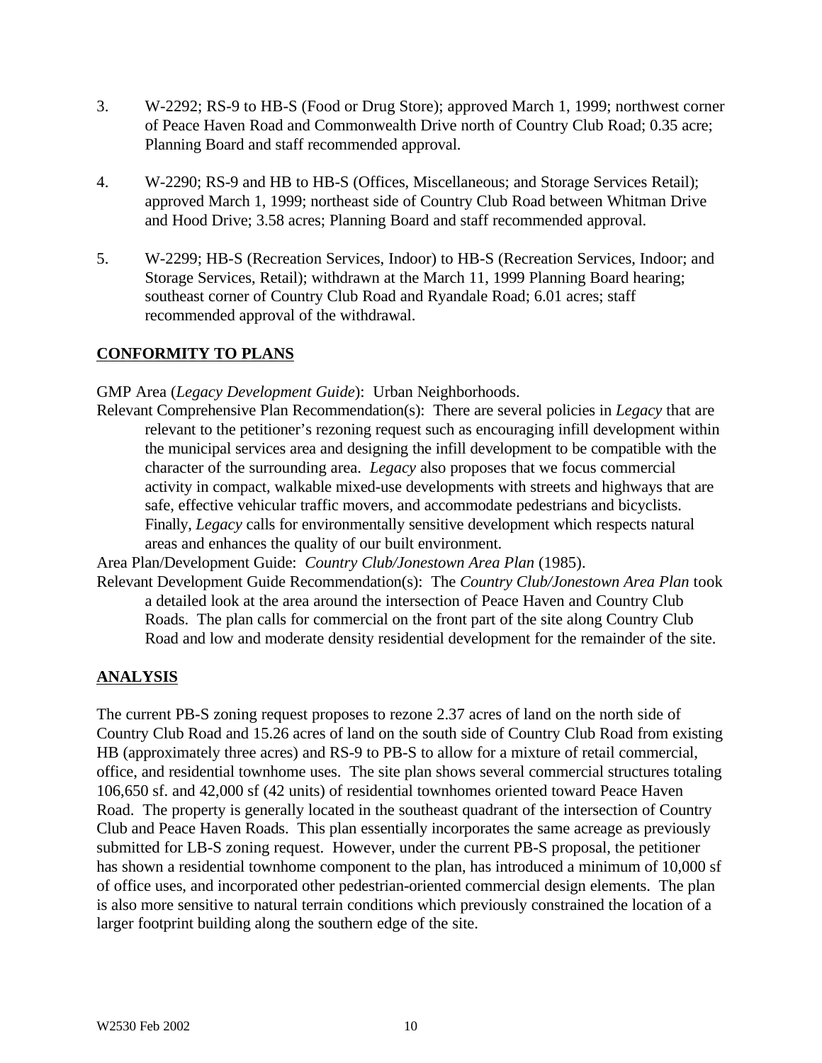3. W-2292; RS-9 to HB-S (Food or Drug Store); approved March 1, 1999; northwest corner of Peace Haven Road and Commonwealth Drive north of Country Club Road; 0.35 acre; Planning Board and staff recommended approval.

4. W-2290; RS-9 and HB to HB-S (Offices, Miscellaneous; and Storage Services Retail); approved March 1, 1999; northeast side of Country Club Road between Whitman Drive and Hood Drive; 3.58 acres; Planning Board and staff recommended approval.

5. W-2299; HB-S (Recreation Services, Indoor) to HB-S (Recreation Services, Indoor; and Storage Services, Retail); withdrawn at the March 11, 1999 Planning Board hearing; southeast corner of Country Club Road and Ryandale Road; 6.01 acres; staff recommended approval of the withdrawal.

## CONFORMITY TO PLANS

GMP Area (*Legacy Development Guide*): Urban Neighborhoods.

Relevant Comprehensive Plan Recommendation(s): There are several policies in *Legacy* that are relevant to the petitioner's rezoning request such as encouraging infill development within the municipal services area and designing the infill development to be compatible with the character of the surrounding area. *Legacy* also proposes that we focus commercial activity in compact, walkable mixed-use developments with streets and highways that are safe, effective vehicular traffic movers, and accommodate pedestrians and bicyclists. Finally, *Legacy* calls for environmentally sensitive development which respects natural areas and enhances the quality of our built environment.

Area Plan/Development Guide: *Country Club/Jonestown Area Plan* (1985).

Relevant Development Guide Recommendation(s): The *Country Club/Jonestown Area Plan* took a detailed look at the area around the intersection of Peace Haven and Country Club Roads. The plan calls for commercial on the front part of the site along Country Club Road and low and moderate density residential development for the remainder of the site.

## ANALYSIS

The current PB-S zoning request proposes to rezone 2.37 acres of land on the north side of Country Club Road and 15.26 acres of land on the south side of Country Club Road from existing HB (approximately three acres) and RS-9 to PB-S to allow for a mixture of retail commercial, office, and residential townhome uses. The site plan shows several commercial structures totaling 106,650 sf. and 42,000 sf (42 units) of residential townhomes oriented toward Peace Haven Road. The property is generally located in the southeast quadrant of the intersection of Country Club and Peace Haven Roads. This plan essentially incorporates the same acreage as previously submitted for LB-S zoning request. However, under the current PB-S proposal, the petitioner has shown a residential townhome component to the plan, has introduced a minimum of 10,000 sf of office uses, and incorporated other pedestrian-oriented commercial design elements. The plan is also more sensitive to natural terrain conditions which previously constrained the location of a larger footprint building along the southern edge of the site.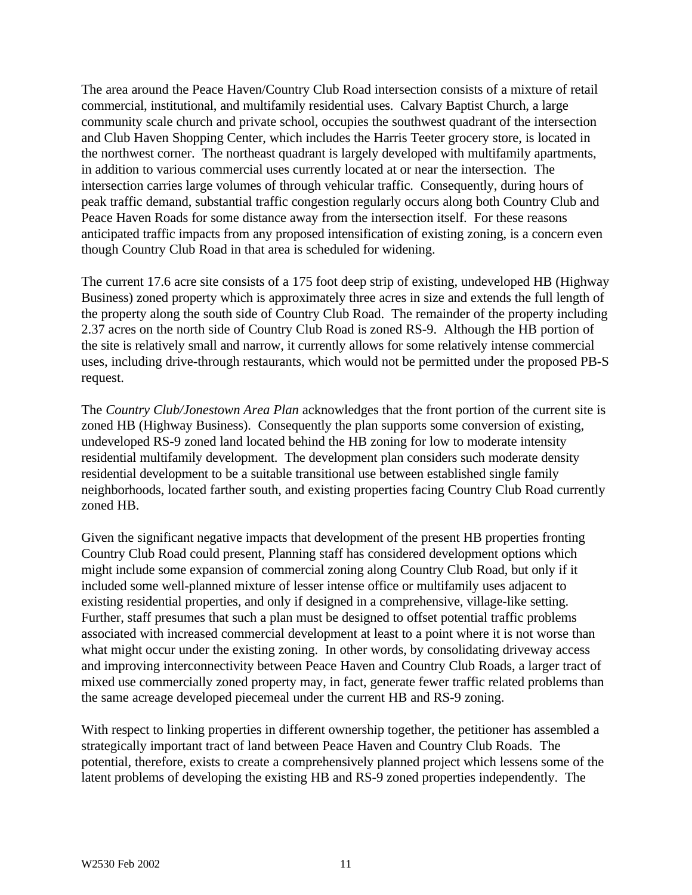The area around the Peace Haven/Country Club Road intersection consists of a mixture of retail commercial, institutional, and multifamily residential uses. Calvary Baptist Church, a large community scale church and private school, occupies the southwest quadrant of the intersection and Club Haven Shopping Center, which includes the Harris Teeter grocery store, is located in the northwest corner. The northeast quadrant is largely developed with multifamily apartments, in addition to various commercial uses currently located at or near the intersection. The intersection carries large volumes of through vehicular traffic. Consequently, during hours of peak traffic demand, substantial traffic congestion regularly occurs along both Country Club and Peace Haven Roads for some distance away from the intersection itself. For these reasons anticipated traffic impacts from any proposed intensification of existing zoning, is a concern even though Country Club Road in that area is scheduled for widening.

The current 17.6 acre site consists of a 175 foot deep strip of existing, undeveloped HB (Highway Business) zoned property which is approximately three acres in size and extends the full length of the property along the south side of Country Club Road. The remainder of the property including 2.37 acres on the north side of Country Club Road is zoned RS-9. Although the HB portion of the site is relatively small and narrow, it currently allows for some relatively intense commercial uses, including drive-through restaurants, which would not be permitted under the proposed PB-S request.

The *Country Club/Jonestown Area Plan* acknowledges that the front portion of the current site is zoned HB (Highway Business). Consequently the plan supports some conversion of existing, undeveloped RS-9 zoned land located behind the HB zoning for low to moderate intensity residential multifamily development. The development plan considers such moderate density residential development to be a suitable transitional use between established single family neighborhoods, located farther south, and existing properties facing Country Club Road currently zoned HB.

Given the significant negative impacts that development of the present HB properties fronting Country Club Road could present, Planning staff has considered development options which might include some expansion of commercial zoning along Country Club Road, but only if it included some well-planned mixture of lesser intense office or multifamily uses adjacent to existing residential properties, and only if designed in a comprehensive, village-like setting. Further, staff presumes that such a plan must be designed to offset potential traffic problems associated with increased commercial development at least to a point where it is not worse than what might occur under the existing zoning. In other words, by consolidating driveway access and improving interconnectivity between Peace Haven and Country Club Roads, a larger tract of mixed use commercially zoned property may, in fact, generate fewer traffic related problems than the same acreage developed piecemeal under the current HB and RS-9 zoning.

With respect to linking properties in different ownership together, the petitioner has assembled a strategically important tract of land between Peace Haven and Country Club Roads. The potential, therefore, exists to create a comprehensively planned project which lessens some of the latent problems of developing the existing HB and RS-9 zoned properties independently. The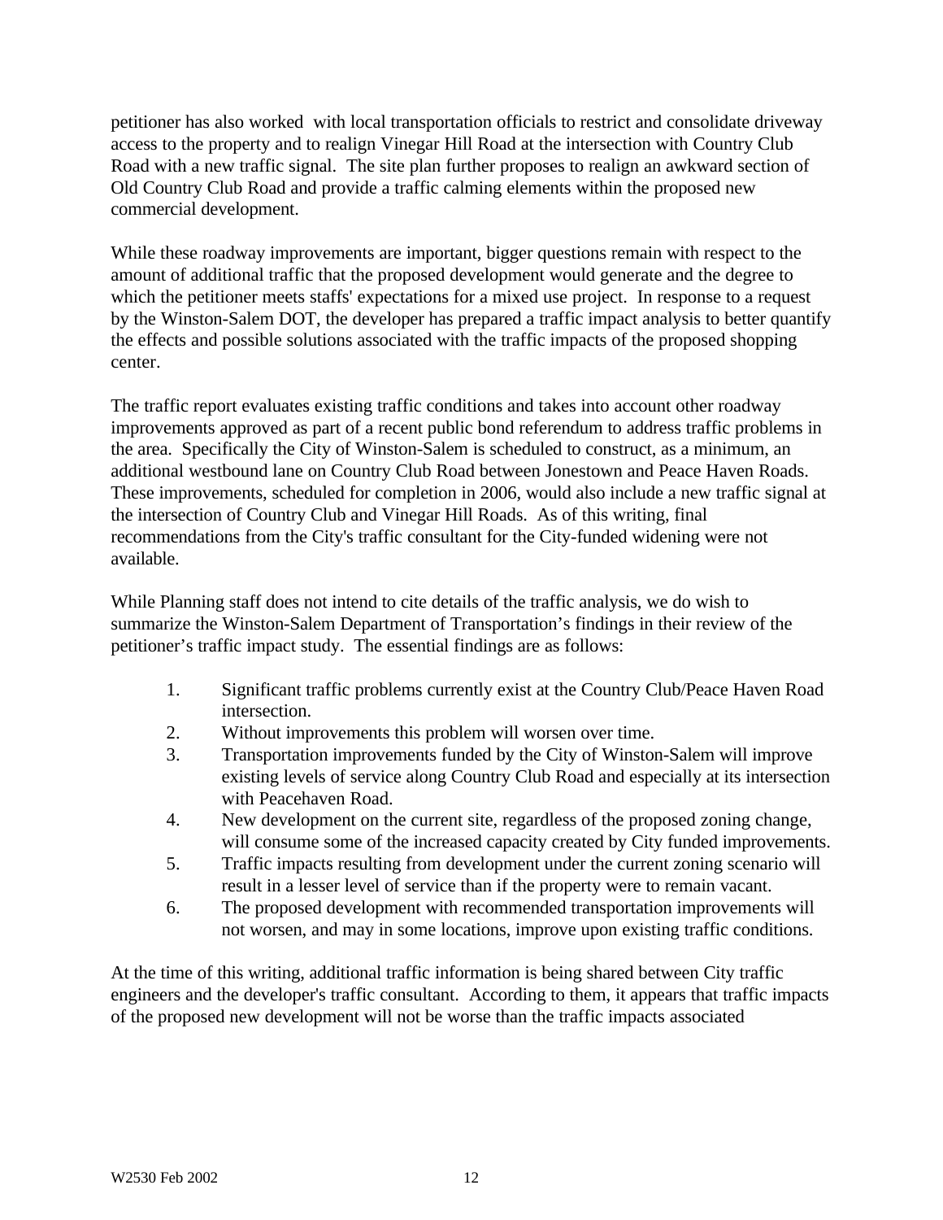petitioner has also worked  with local transportation officials to restrict and consolidate driveway access to the property and to realign Vinegar Hill Road at the intersection with Country Club Road with a new traffic signal.  The site plan further proposes to realign an awkward section of Old Country Club Road and provide a traffic calming elements within the proposed new commercial development.

While these roadway improvements are important, bigger questions remain with respect to the amount of additional traffic that the proposed development would generate and the degree to which the petitioner meets staffs' expectations for a mixed use project.  In response to a request by the Winston-Salem DOT, the developer has prepared a traffic impact analysis to better quantify the effects and possible solutions associated with the traffic impacts of the proposed shopping center.

The traffic report evaluates existing traffic conditions and takes into account other roadway improvements approved as part of a recent public bond referendum to address traffic problems in the area.  Specifically the City of Winston-Salem is scheduled to construct, as a minimum, an additional westbound lane on Country Club Road between Jonestown and Peace Haven Roads.  These improvements, scheduled for completion in 2006, would also include a new traffic signal at the intersection of Country Club and Vinegar Hill Roads.  As of this writing, final recommendations from the City's traffic consultant for the City-funded widening were not available.

While Planning staff does not intend to cite details of the traffic analysis, we do wish to summarize the Winston-Salem Department of Transportation's findings in their review of the petitioner's traffic impact study.  The essential findings are as follows:

1. Significant traffic problems currently exist at the Country Club/Peace Haven Road intersection.
2. Without improvements this problem will worsen over time.
3. Transportation improvements funded by the City of Winston-Salem will improve existing levels of service along Country Club Road and especially at its intersection with Peacehaven Road.
4. New development on the current site, regardless of the proposed zoning change, will consume some of the increased capacity created by City funded improvements.
5. Traffic impacts resulting from development under the current zoning scenario will result in a lesser level of service than if the property were to remain vacant.
6. The proposed development with recommended transportation improvements will not worsen, and may in some locations, improve upon existing traffic conditions.

At the time of this writing, additional traffic information is being shared between City traffic engineers and the developer's traffic consultant.  According to them, it appears that traffic impacts of the proposed new development will not be worse than the traffic impacts associated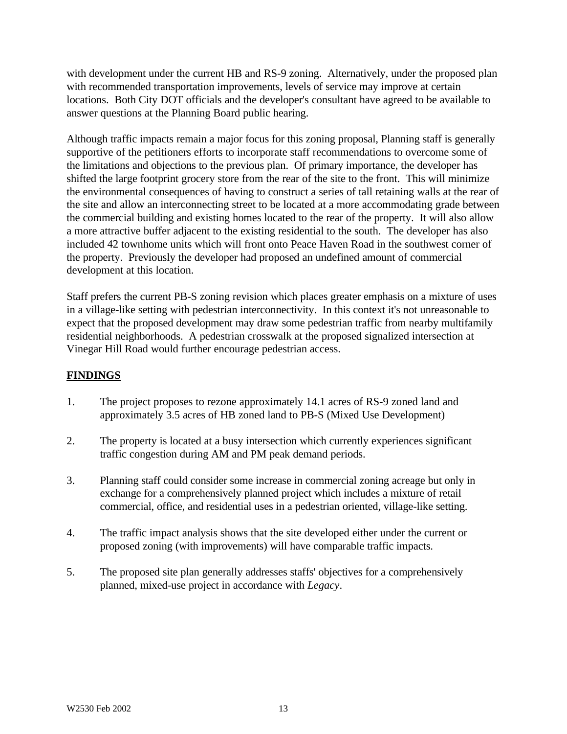with development under the current HB and RS-9 zoning. Alternatively, under the proposed plan with recommended transportation improvements, levels of service may improve at certain locations. Both City DOT officials and the developer's consultant have agreed to be available to answer questions at the Planning Board public hearing.

Although traffic impacts remain a major focus for this zoning proposal, Planning staff is generally supportive of the petitioners efforts to incorporate staff recommendations to overcome some of the limitations and objections to the previous plan. Of primary importance, the developer has shifted the large footprint grocery store from the rear of the site to the front. This will minimize the environmental consequences of having to construct a series of tall retaining walls at the rear of the site and allow an interconnecting street to be located at a more accommodating grade between the commercial building and existing homes located to the rear of the property. It will also allow a more attractive buffer adjacent to the existing residential to the south. The developer has also included 42 townhome units which will front onto Peace Haven Road in the southwest corner of the property. Previously the developer had proposed an undefined amount of commercial development at this location.

Staff prefers the current PB-S zoning revision which places greater emphasis on a mixture of uses in a village-like setting with pedestrian interconnectivity. In this context it's not unreasonable to expect that the proposed development may draw some pedestrian traffic from nearby multifamily residential neighborhoods. A pedestrian crosswalk at the proposed signalized intersection at Vinegar Hill Road would further encourage pedestrian access.

## FINDINGS

1. The project proposes to rezone approximately 14.1 acres of RS-9 zoned land and approximately 3.5 acres of HB zoned land to PB-S (Mixed Use Development)

2. The property is located at a busy intersection which currently experiences significant traffic congestion during AM and PM peak demand periods.

3. Planning staff could consider some increase in commercial zoning acreage but only in exchange for a comprehensively planned project which includes a mixture of retail commercial, office, and residential uses in a pedestrian oriented, village-like setting.

4. The traffic impact analysis shows that the site developed either under the current or proposed zoning (with improvements) will have comparable traffic impacts.

5. The proposed site plan generally addresses staffs' objectives for a comprehensively planned, mixed-use project in accordance with *Legacy*.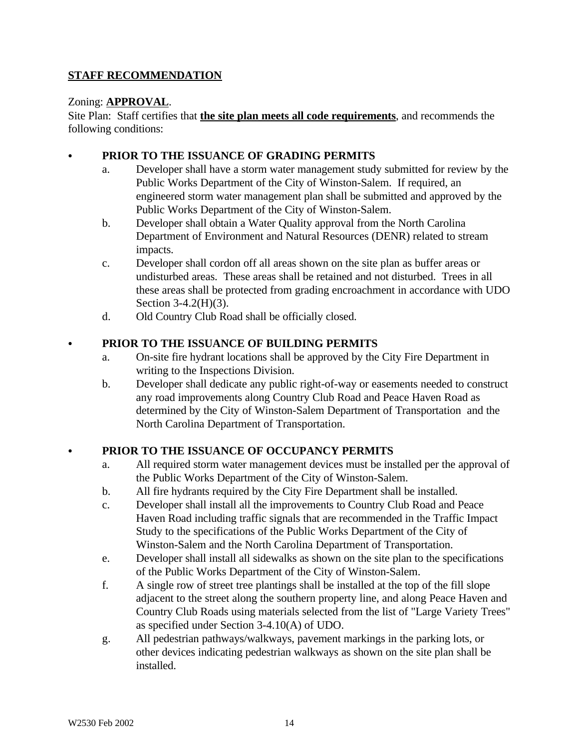## <u>STAFF RECOMMENDATION</u>

Zoning: **<u>APPROVAL</u>**.

Site Plan: Staff certifies that **<u>the site plan meets all code requirements</u>**, and recommends the following conditions:

- **PRIOR TO THE ISSUANCE OF GRADING PERMITS**
  - a. Developer shall have a storm water management study submitted for review by the Public Works Department of the City of Winston-Salem. If required, an engineered storm water management plan shall be submitted and approved by the Public Works Department of the City of Winston-Salem.
  - b. Developer shall obtain a Water Quality approval from the North Carolina Department of Environment and Natural Resources (DENR) related to stream impacts.
  - c. Developer shall cordon off all areas shown on the site plan as buffer areas or undisturbed areas. These areas shall be retained and not disturbed. Trees in all these areas shall be protected from grading encroachment in accordance with UDO Section 3-4.2(H)(3).
  - d. Old Country Club Road shall be officially closed.

- **PRIOR TO THE ISSUANCE OF BUILDING PERMITS**
  - a. On-site fire hydrant locations shall be approved by the City Fire Department in writing to the Inspections Division.
  - b. Developer shall dedicate any public right-of-way or easements needed to construct any road improvements along Country Club Road and Peace Haven Road as determined by the City of Winston-Salem Department of Transportation and the North Carolina Department of Transportation.

- **PRIOR TO THE ISSUANCE OF OCCUPANCY PERMITS**
  - a. All required storm water management devices must be installed per the approval of the Public Works Department of the City of Winston-Salem.
  - b. All fire hydrants required by the City Fire Department shall be installed.
  - c. Developer shall install all the improvements to Country Club Road and Peace Haven Road including traffic signals that are recommended in the Traffic Impact Study to the specifications of the Public Works Department of the City of Winston-Salem and the North Carolina Department of Transportation.
  - e. Developer shall install all sidewalks as shown on the site plan to the specifications of the Public Works Department of the City of Winston-Salem.
  - f. A single row of street tree plantings shall be installed at the top of the fill slope adjacent to the street along the southern property line, and along Peace Haven and Country Club Roads using materials selected from the list of "Large Variety Trees" as specified under Section 3-4.10(A) of UDO.
  - g. All pedestrian pathways/walkways, pavement markings in the parking lots, or other devices indicating pedestrian walkways as shown on the site plan shall be installed.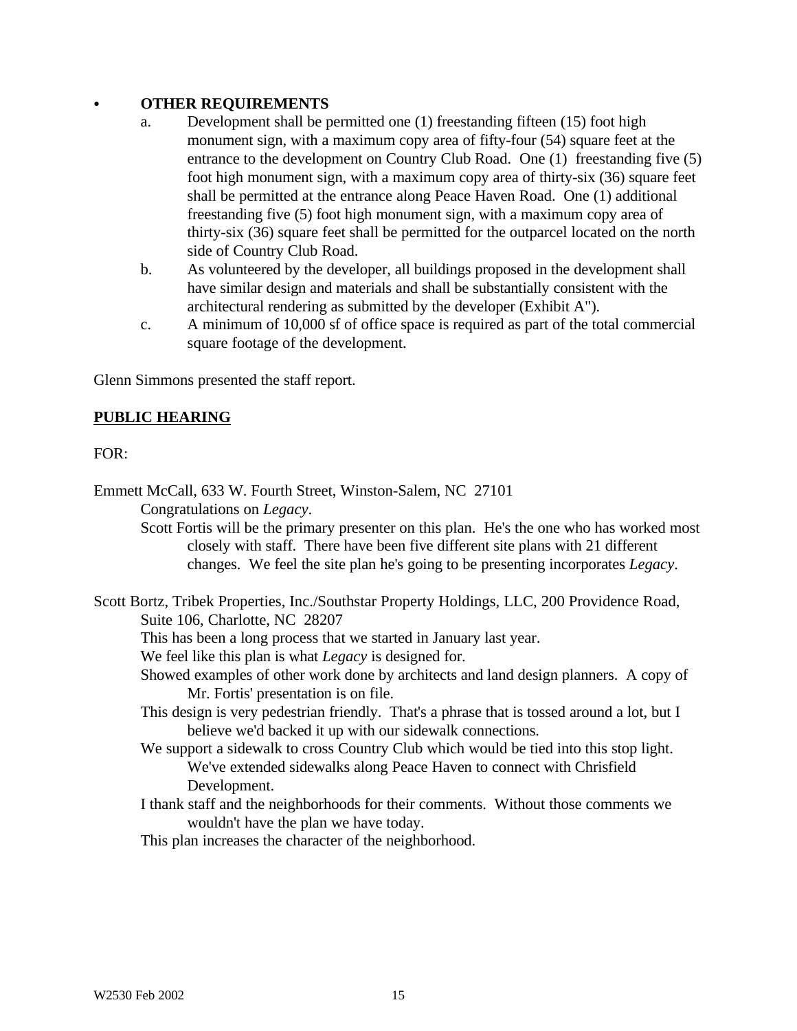- **OTHER REQUIREMENTS**
  a. Development shall be permitted one (1) freestanding fifteen (15) foot high monument sign, with a maximum copy area of fifty-four (54) square feet at the entrance to the development on Country Club Road. One (1) freestanding five (5) foot high monument sign, with a maximum copy area of thirty-six (36) square feet shall be permitted at the entrance along Peace Haven Road. One (1) additional freestanding five (5) foot high monument sign, with a maximum copy area of thirty-six (36) square feet shall be permitted for the outparcel located on the north side of Country Club Road.
  b. As volunteered by the developer, all buildings proposed in the development shall have similar design and materials and shall be substantially consistent with the architectural rendering as submitted by the developer (Exhibit A").
  c. A minimum of 10,000 sf of office space is required as part of the total commercial square footage of the development.

Glenn Simmons presented the staff report.

**PUBLIC HEARING**

FOR:

Emmett McCall, 633 W. Fourth Street, Winston-Salem, NC 27101

Congratulations on *Legacy*.

Scott Fortis will be the primary presenter on this plan. He's the one who has worked most closely with staff. There have been five different site plans with 21 different changes. We feel the site plan he's going to be presenting incorporates *Legacy*.

Scott Bortz, Tribek Properties, Inc./Southstar Property Holdings, LLC, 200 Providence Road, Suite 106, Charlotte, NC 28207

This has been a long process that we started in January last year.

We feel like this plan is what *Legacy* is designed for.

Showed examples of other work done by architects and land design planners. A copy of Mr. Fortis' presentation is on file.

This design is very pedestrian friendly. That's a phrase that is tossed around a lot, but I believe we'd backed it up with our sidewalk connections.

We support a sidewalk to cross Country Club which would be tied into this stop light. We've extended sidewalks along Peace Haven to connect with Chrisfield Development.

I thank staff and the neighborhoods for their comments. Without those comments we wouldn't have the plan we have today.

This plan increases the character of the neighborhood.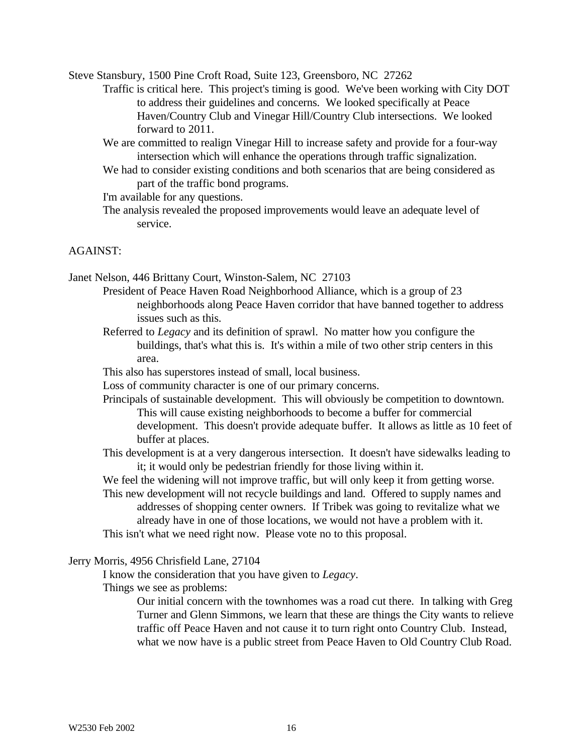Steve Stansbury, 1500 Pine Croft Road, Suite 123, Greensboro, NC 27262

- Traffic is critical here. This project's timing is good. We've been working with City DOT to address their guidelines and concerns. We looked specifically at Peace Haven/Country Club and Vinegar Hill/Country Club intersections. We looked forward to 2011.
- We are committed to realign Vinegar Hill to increase safety and provide for a four-way intersection which will enhance the operations through traffic signalization.
- We had to consider existing conditions and both scenarios that are being considered as part of the traffic bond programs.
- I'm available for any questions.
- The analysis revealed the proposed improvements would leave an adequate level of service.

AGAINST:

Janet Nelson, 446 Brittany Court, Winston-Salem, NC 27103

- President of Peace Haven Road Neighborhood Alliance, which is a group of 23 neighborhoods along Peace Haven corridor that have banned together to address issues such as this.
- Referred to *Legacy* and its definition of sprawl. No matter how you configure the buildings, that's what this is. It's within a mile of two other strip centers in this area.
- This also has superstores instead of small, local business.
- Loss of community character is one of our primary concerns.
- Principals of sustainable development. This will obviously be competition to downtown. This will cause existing neighborhoods to become a buffer for commercial development. This doesn't provide adequate buffer. It allows as little as 10 feet of buffer at places.
- This development is at a very dangerous intersection. It doesn't have sidewalks leading to it; it would only be pedestrian friendly for those living within it.
- We feel the widening will not improve traffic, but will only keep it from getting worse.
- This new development will not recycle buildings and land. Offered to supply names and addresses of shopping center owners. If Tribek was going to revitalize what we already have in one of those locations, we would not have a problem with it.
- This isn't what we need right now. Please vote no to this proposal.

Jerry Morris, 4956 Chrisfield Lane, 27104

- I know the consideration that you have given to *Legacy*.
- Things we see as problems:
  - Our initial concern with the townhomes was a road cut there. In talking with Greg Turner and Glenn Simmons, we learn that these are things the City wants to relieve traffic off Peace Haven and not cause it to turn right onto Country Club. Instead, what we now have is a public street from Peace Haven to Old Country Club Road.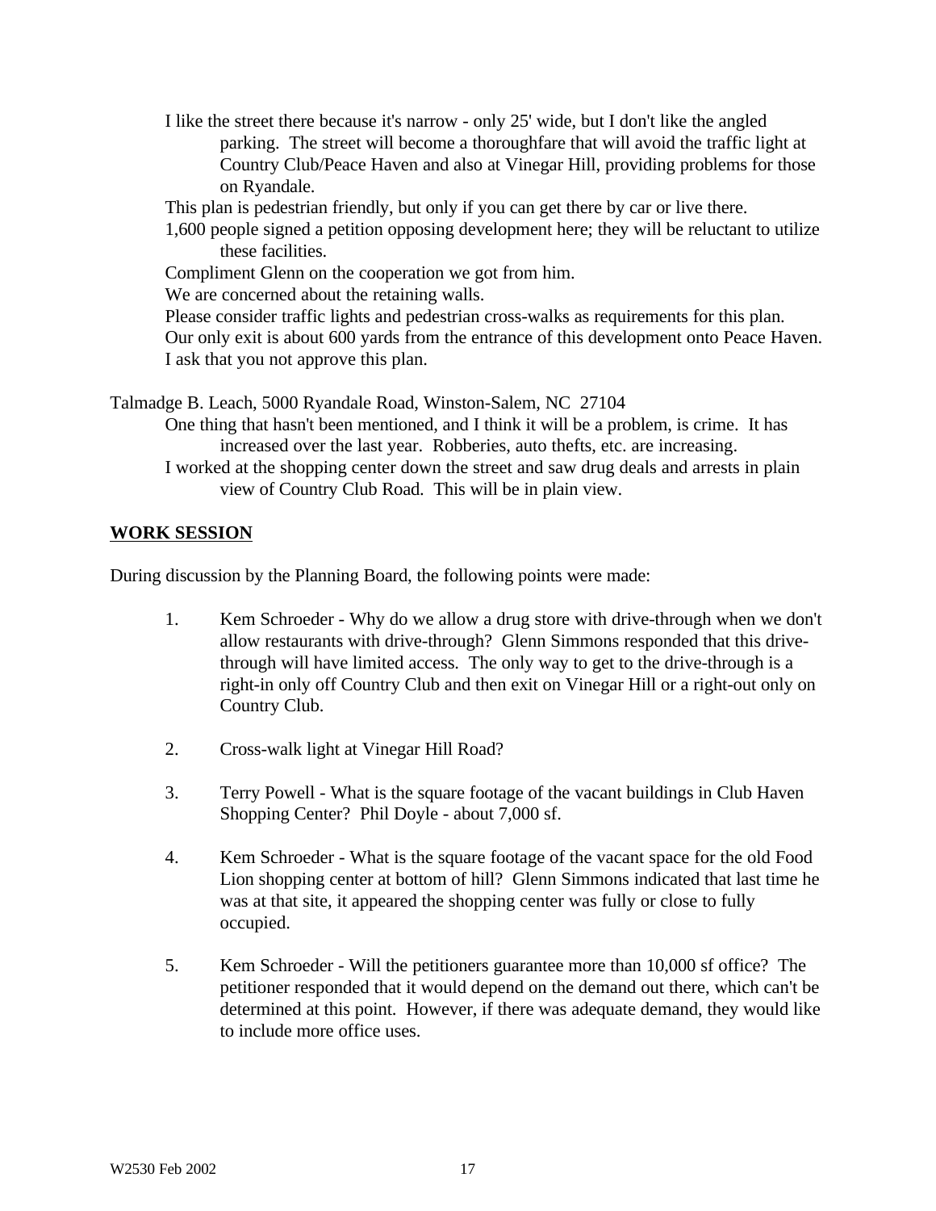I like the street there because it's narrow - only 25' wide, but I don't like the angled parking. The street will become a thoroughfare that will avoid the traffic light at Country Club/Peace Haven and also at Vinegar Hill, providing problems for those on Ryandale.

This plan is pedestrian friendly, but only if you can get there by car or live there.

1,600 people signed a petition opposing development here; they will be reluctant to utilize these facilities.

Compliment Glenn on the cooperation we got from him.

We are concerned about the retaining walls.

Please consider traffic lights and pedestrian cross-walks as requirements for this plan.

Our only exit is about 600 yards from the entrance of this development onto Peace Haven.

I ask that you not approve this plan.

Talmadge B. Leach, 5000 Ryandale Road, Winston-Salem, NC 27104

One thing that hasn't been mentioned, and I think it will be a problem, is crime. It has increased over the last year. Robberies, auto thefts, etc. are increasing.

I worked at the shopping center down the street and saw drug deals and arrests in plain view of Country Club Road. This will be in plain view.

**WORK SESSION**

During discussion by the Planning Board, the following points were made:

1. Kem Schroeder - Why do we allow a drug store with drive-through when we don't allow restaurants with drive-through? Glenn Simmons responded that this drive-through will have limited access. The only way to get to the drive-through is a right-in only off Country Club and then exit on Vinegar Hill or a right-out only on Country Club.

2. Cross-walk light at Vinegar Hill Road?

3. Terry Powell - What is the square footage of the vacant buildings in Club Haven Shopping Center? Phil Doyle - about 7,000 sf.

4. Kem Schroeder - What is the square footage of the vacant space for the old Food Lion shopping center at bottom of hill? Glenn Simmons indicated that last time he was at that site, it appeared the shopping center was fully or close to fully occupied.

5. Kem Schroeder - Will the petitioners guarantee more than 10,000 sf office? The petitioner responded that it would depend on the demand out there, which can't be determined at this point. However, if there was adequate demand, they would like to include more office uses.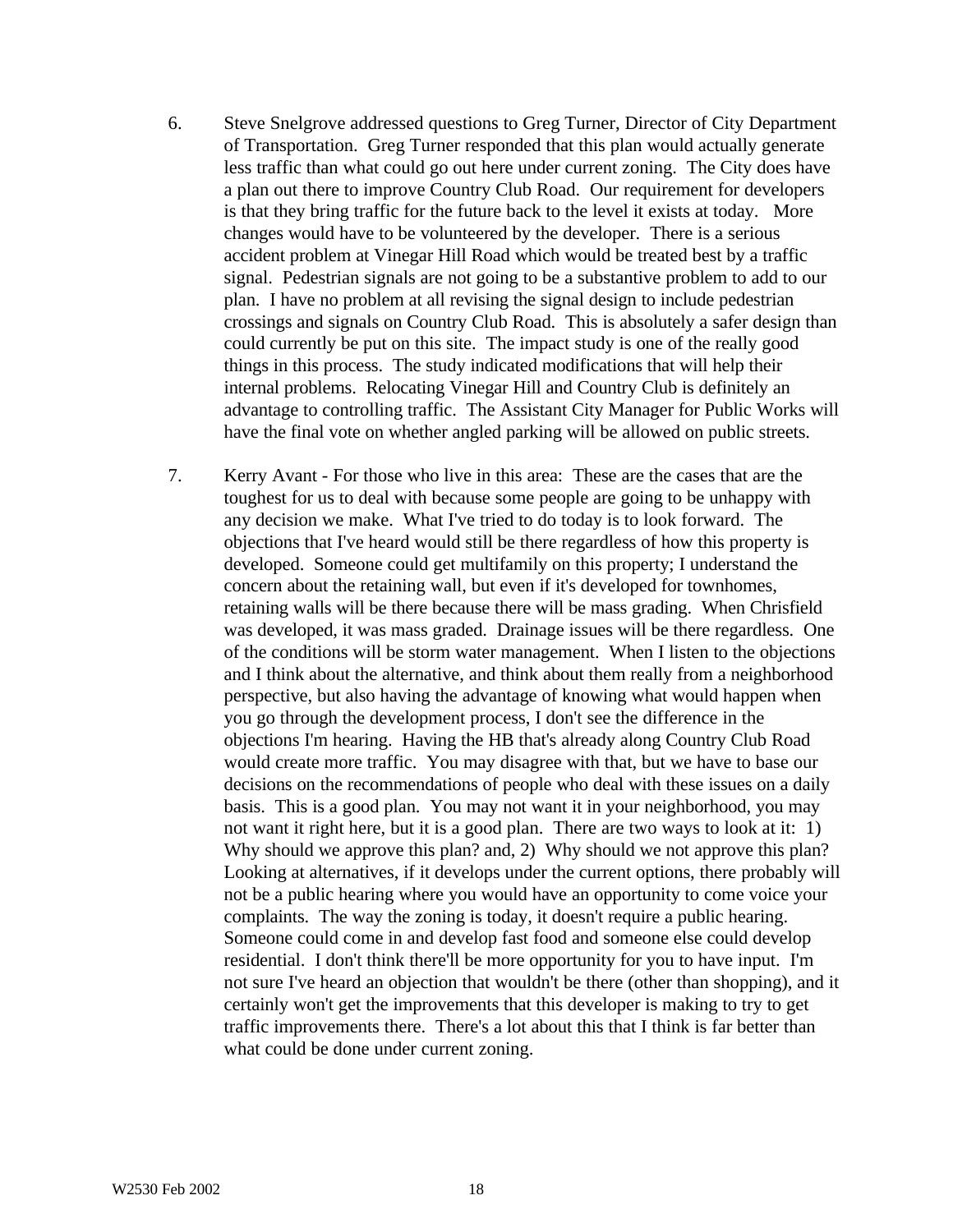6. Steve Snelgrove addressed questions to Greg Turner, Director of City Department of Transportation. Greg Turner responded that this plan would actually generate less traffic than what could go out here under current zoning. The City does have a plan out there to improve Country Club Road. Our requirement for developers is that they bring traffic for the future back to the level it exists at today. More changes would have to be volunteered by the developer. There is a serious accident problem at Vinegar Hill Road which would be treated best by a traffic signal. Pedestrian signals are not going to be a substantive problem to add to our plan. I have no problem at all revising the signal design to include pedestrian crossings and signals on Country Club Road. This is absolutely a safer design than could currently be put on this site. The impact study is one of the really good things in this process. The study indicated modifications that will help their internal problems. Relocating Vinegar Hill and Country Club is definitely an advantage to controlling traffic. The Assistant City Manager for Public Works will have the final vote on whether angled parking will be allowed on public streets.

7. Kerry Avant - For those who live in this area: These are the cases that are the toughest for us to deal with because some people are going to be unhappy with any decision we make. What I've tried to do today is to look forward. The objections that I've heard would still be there regardless of how this property is developed. Someone could get multifamily on this property; I understand the concern about the retaining wall, but even if it's developed for townhomes, retaining walls will be there because there will be mass grading. When Chrisfield was developed, it was mass graded. Drainage issues will be there regardless. One of the conditions will be storm water management. When I listen to the objections and I think about the alternative, and think about them really from a neighborhood perspective, but also having the advantage of knowing what would happen when you go through the development process, I don't see the difference in the objections I'm hearing. Having the HB that's already along Country Club Road would create more traffic. You may disagree with that, but we have to base our decisions on the recommendations of people who deal with these issues on a daily basis. This is a good plan. You may not want it in your neighborhood, you may not want it right here, but it is a good plan. There are two ways to look at it: 1) Why should we approve this plan? and, 2) Why should we not approve this plan? Looking at alternatives, if it develops under the current options, there probably will not be a public hearing where you would have an opportunity to come voice your complaints. The way the zoning is today, it doesn't require a public hearing. Someone could come in and develop fast food and someone else could develop residential. I don't think there'll be more opportunity for you to have input. I'm not sure I've heard an objection that wouldn't be there (other than shopping), and it certainly won't get the improvements that this developer is making to try to get traffic improvements there. There's a lot about this that I think is far better than what could be done under current zoning.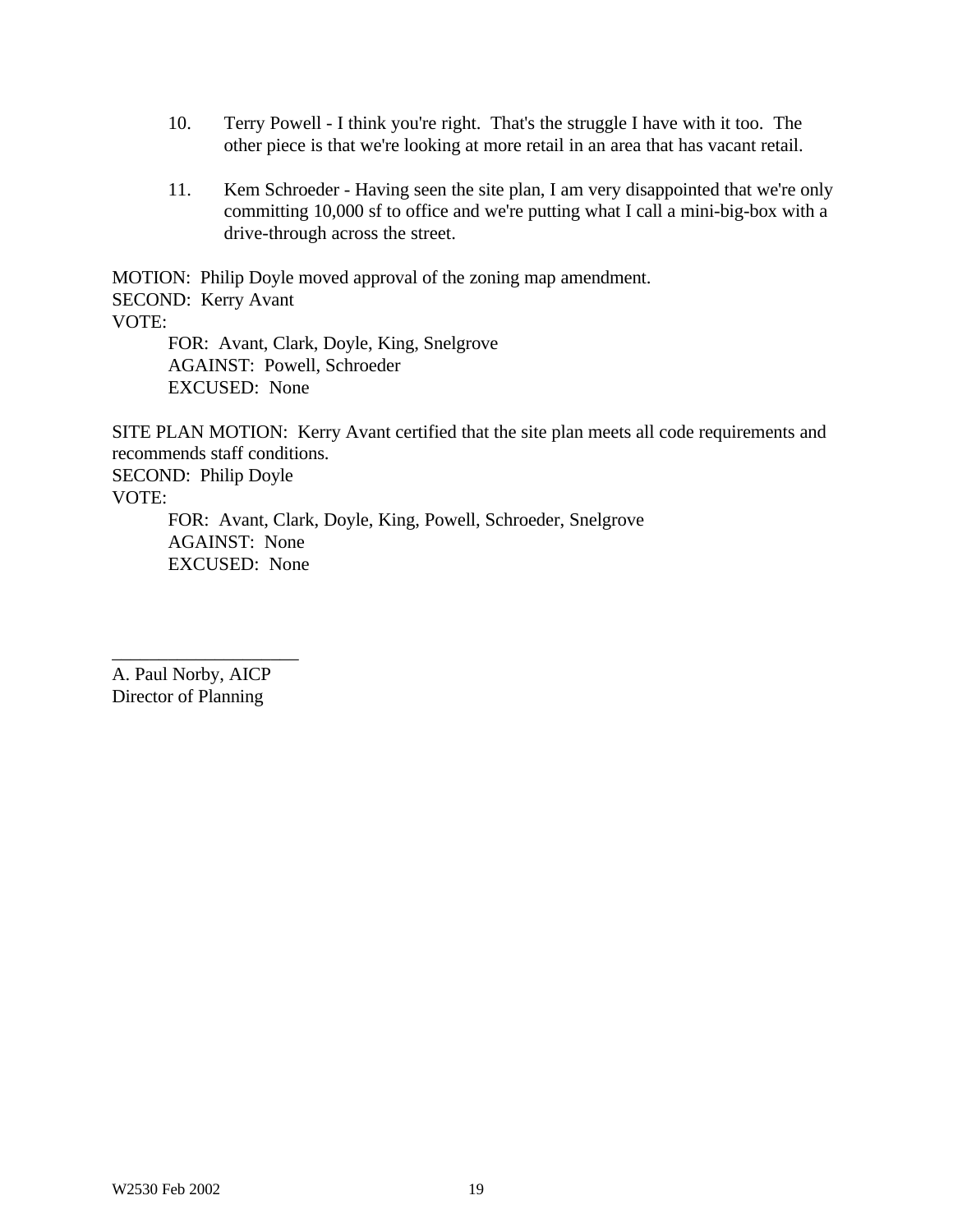10. Terry Powell - I think you're right. That's the struggle I have with it too. The other piece is that we're looking at more retail in an area that has vacant retail.

11. Kem Schroeder - Having seen the site plan, I am very disappointed that we're only committing 10,000 sf to office and we're putting what I call a mini-big-box with a drive-through across the street.

MOTION: Philip Doyle moved approval of the zoning map amendment.
SECOND: Kerry Avant
VOTE:
FOR: Avant, Clark, Doyle, King, Snelgrove
AGAINST: Powell, Schroeder
EXCUSED: None

SITE PLAN MOTION: Kerry Avant certified that the site plan meets all code requirements and recommends staff conditions.
SECOND: Philip Doyle
VOTE:
FOR: Avant, Clark, Doyle, King, Powell, Schroeder, Snelgrove
AGAINST: None
EXCUSED: None

\_\_\_\_\_\_\_\_\_\_\_\_\_\_\_\_\_\_\_\_
A. Paul Norby, AICP
Director of Planning

W2530 Feb 2002